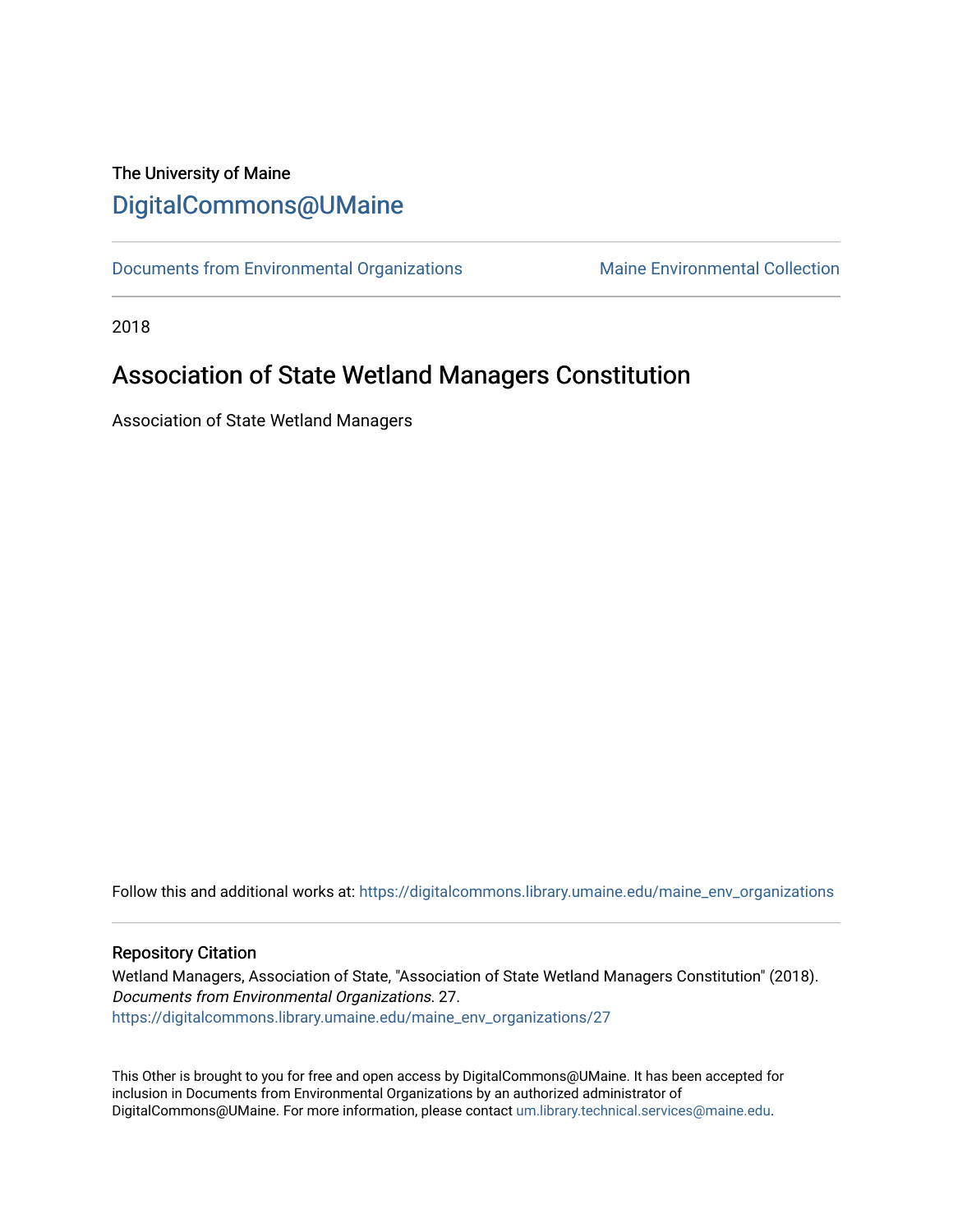The University of Maine

## DigitalCommons@UMaine

Documents from Environmental Organizations | Maine Environmental Collection

2018

# Association of State Wetland Managers Constitution

Association of State Wetland Managers

Follow this and additional works at: https://digitalcommons.library.umaine.edu/maine_env_organizations

### Repository Citation

Wetland Managers, Association of State, "Association of State Wetland Managers Constitution" (2018). *Documents from Environmental Organizations*. 27.
https://digitalcommons.library.umaine.edu/maine_env_organizations/27

This Other is brought to you for free and open access by DigitalCommons@UMaine. It has been accepted for inclusion in Documents from Environmental Organizations by an authorized administrator of DigitalCommons@UMaine. For more information, please contact um.library.technical.services@maine.edu.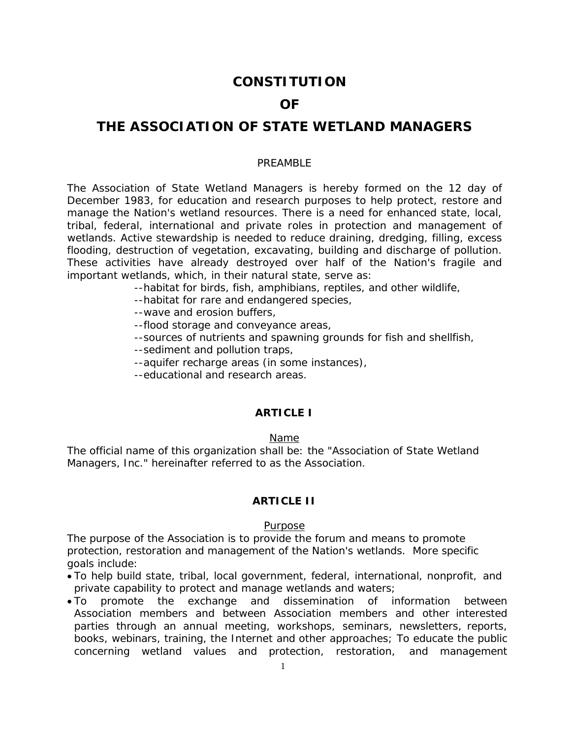# CONSTITUTION

# OF

# THE ASSOCIATION OF STATE WETLAND MANAGERS

PREAMBLE

The Association of State Wetland Managers is hereby formed on the 12 day of December 1983, for education and research purposes to help protect, restore and manage the Nation's wetland resources. There is a need for enhanced state, local, tribal, federal, international and private roles in protection and management of wetlands. Active stewardship is needed to reduce draining, dredging, filling, excess flooding, destruction of vegetation, excavating, building and discharge of pollution. These activities have already destroyed over half of the Nation's fragile and important wetlands, which, in their natural state, serve as:

--habitat for birds, fish, amphibians, reptiles, and other wildlife,
--habitat for rare and endangered species,
--wave and erosion buffers,
--flood storage and conveyance areas,
--sources of nutrients and spawning grounds for fish and shellfish,
--sediment and pollution traps,
--aquifer recharge areas (in some instances),
--educational and research areas.

## ARTICLE I

Name

The official name of this organization shall be: the "Association of State Wetland Managers, Inc." hereinafter referred to as the Association.

## ARTICLE II

Purpose

The purpose of the Association is to provide the forum and means to promote protection, restoration and management of the Nation's wetlands. More specific goals include:

- To help build state, tribal, local government, federal, international, nonprofit, and private capability to protect and manage wetlands and waters;
- To promote the exchange and dissemination of information between Association members and between Association members and other interested parties through an annual meeting, workshops, seminars, newsletters, reports, books, webinars, training, the Internet and other approaches; To educate the public concerning wetland values and protection, restoration, and management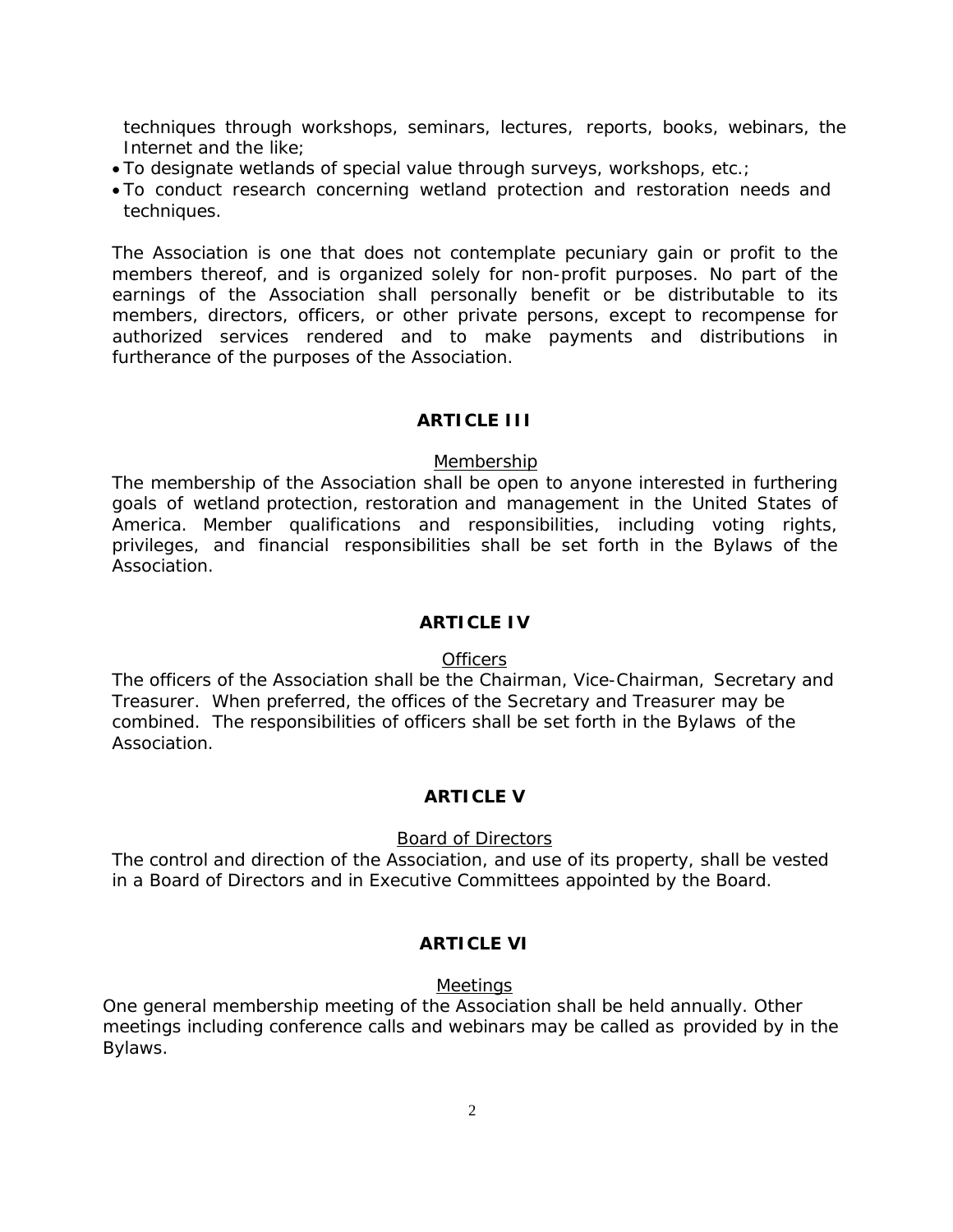techniques through workshops, seminars, lectures, reports, books, webinars, the Internet and the like;

- To designate wetlands of special value through surveys, workshops, etc.;
- To conduct research concerning wetland protection and restoration needs and techniques.

The Association is one that does not contemplate pecuniary gain or profit to the members thereof, and is organized solely for non-profit purposes. No part of the earnings of the Association shall personally benefit or be distributable to its members, directors, officers, or other private persons, except to recompense for authorized services rendered and to make payments and distributions in furtherance of the purposes of the Association.

## ARTICLE III

Membership

The membership of the Association shall be open to anyone interested in furthering goals of wetland protection, restoration and management in the United States of America. Member qualifications and responsibilities, including voting rights, privileges, and financial responsibilities shall be set forth in the Bylaws of the Association.

## ARTICLE IV

Officers

The officers of the Association shall be the Chairman, Vice-Chairman, Secretary and Treasurer. When preferred, the offices of the Secretary and Treasurer may be combined. The responsibilities of officers shall be set forth in the Bylaws of the Association.

## ARTICLE V

Board of Directors

The control and direction of the Association, and use of its property, shall be vested in a Board of Directors and in Executive Committees appointed by the Board.

## ARTICLE VI

Meetings

One general membership meeting of the Association shall be held annually. Other meetings including conference calls and webinars may be called as provided by in the Bylaws.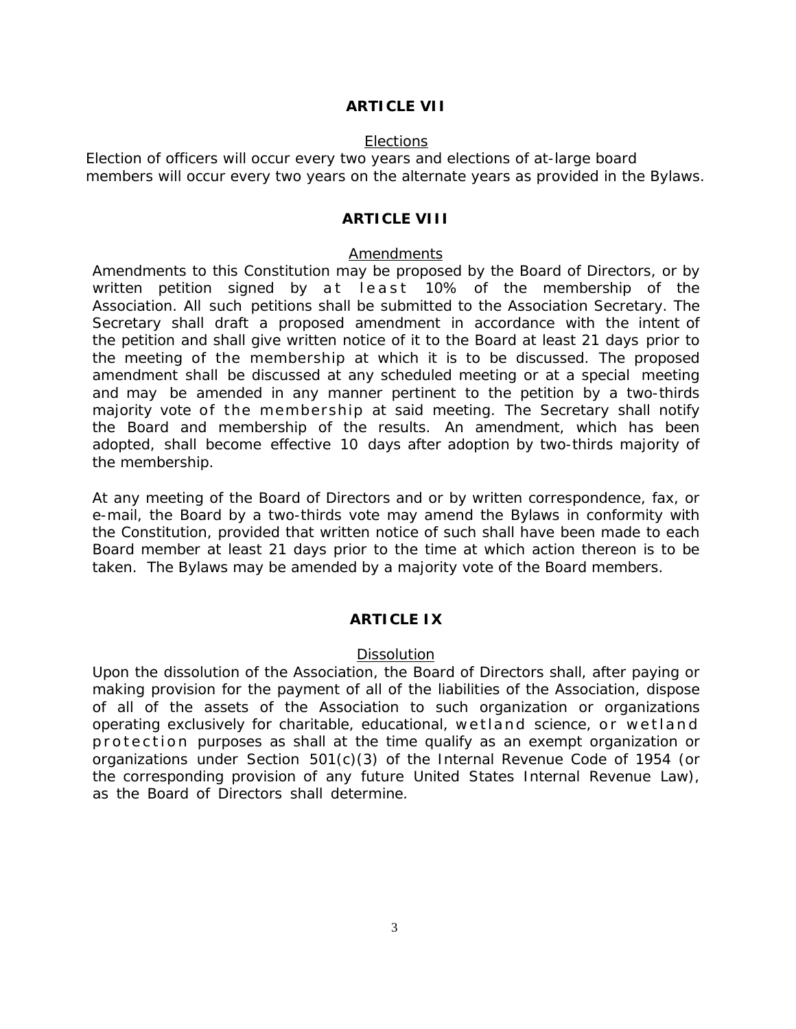## ARTICLE VII

<u>Elections</u>

Election of officers will occur every two years and elections of at-large board members will occur every two years on the alternate years as provided in the Bylaws.

## ARTICLE VIII

<u>Amendments</u>

Amendments to this Constitution may be proposed by the Board of Directors, or by written petition signed by at least 10% of the membership of the Association. All such petitions shall be submitted to the Association Secretary. The Secretary shall draft a proposed amendment in accordance with the intent of the petition and shall give written notice of it to the Board at least 21 days prior to the meeting of the membership at which it is to be discussed. The proposed amendment shall be discussed at any scheduled meeting or at a special meeting and may be amended in any manner pertinent to the petition by a two-thirds majority vote of the membership at said meeting. The Secretary shall notify the Board and membership of the results. An amendment, which has been adopted, shall become effective 10 days after adoption by two-thirds majority of the membership.

At any meeting of the Board of Directors and or by written correspondence, fax, or e-mail, the Board by a two-thirds vote may amend the Bylaws in conformity with the Constitution, provided that written notice of such shall have been made to each Board member at least 21 days prior to the time at which action thereon is to be taken. The Bylaws may be amended by a majority vote of the Board members.

## ARTICLE IX

<u>Dissolution</u>

Upon the dissolution of the Association, the Board of Directors shall, after paying or making provision for the payment of all of the liabilities of the Association, dispose of all of the assets of the Association to such organization or organizations operating exclusively for charitable, educational, wetland science, or wetland protection purposes as shall at the time qualify as an exempt organization or organizations under Section 501(c)(3) of the Internal Revenue Code of 1954 (or the corresponding provision of any future United States Internal Revenue Law), as the Board of Directors shall determine.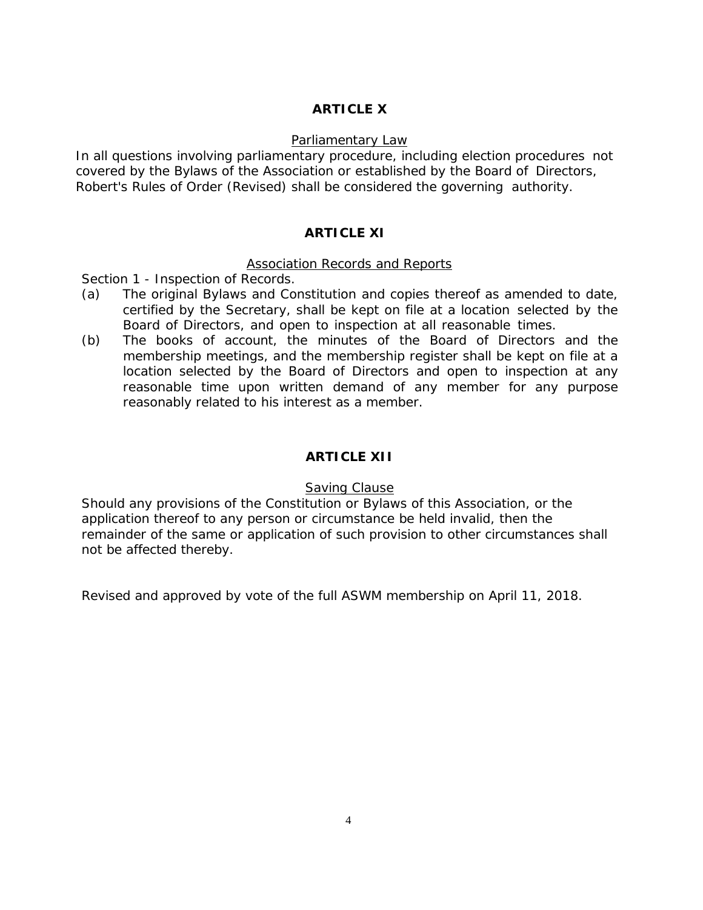## ARTICLE X

Parliamentary Law

In all questions involving parliamentary procedure, including election procedures not covered by the Bylaws of the Association or established by the Board of Directors, Robert's Rules of Order (Revised) shall be considered the governing authority.

## ARTICLE XI

Association Records and Reports

Section 1 - Inspection of Records.

(a) The original Bylaws and Constitution and copies thereof as amended to date, certified by the Secretary, shall be kept on file at a location selected by the Board of Directors, and open to inspection at all reasonable times.

(b) The books of account, the minutes of the Board of Directors and the membership meetings, and the membership register shall be kept on file at a location selected by the Board of Directors and open to inspection at any reasonable time upon written demand of any member for any purpose reasonably related to his interest as a member.

## ARTICLE XII

Saving Clause

Should any provisions of the Constitution or Bylaws of this Association, or the application thereof to any person or circumstance be held invalid, then the remainder of the same or application of such provision to other circumstances shall not be affected thereby.

Revised and approved by vote of the full ASWM membership on April 11, 2018.